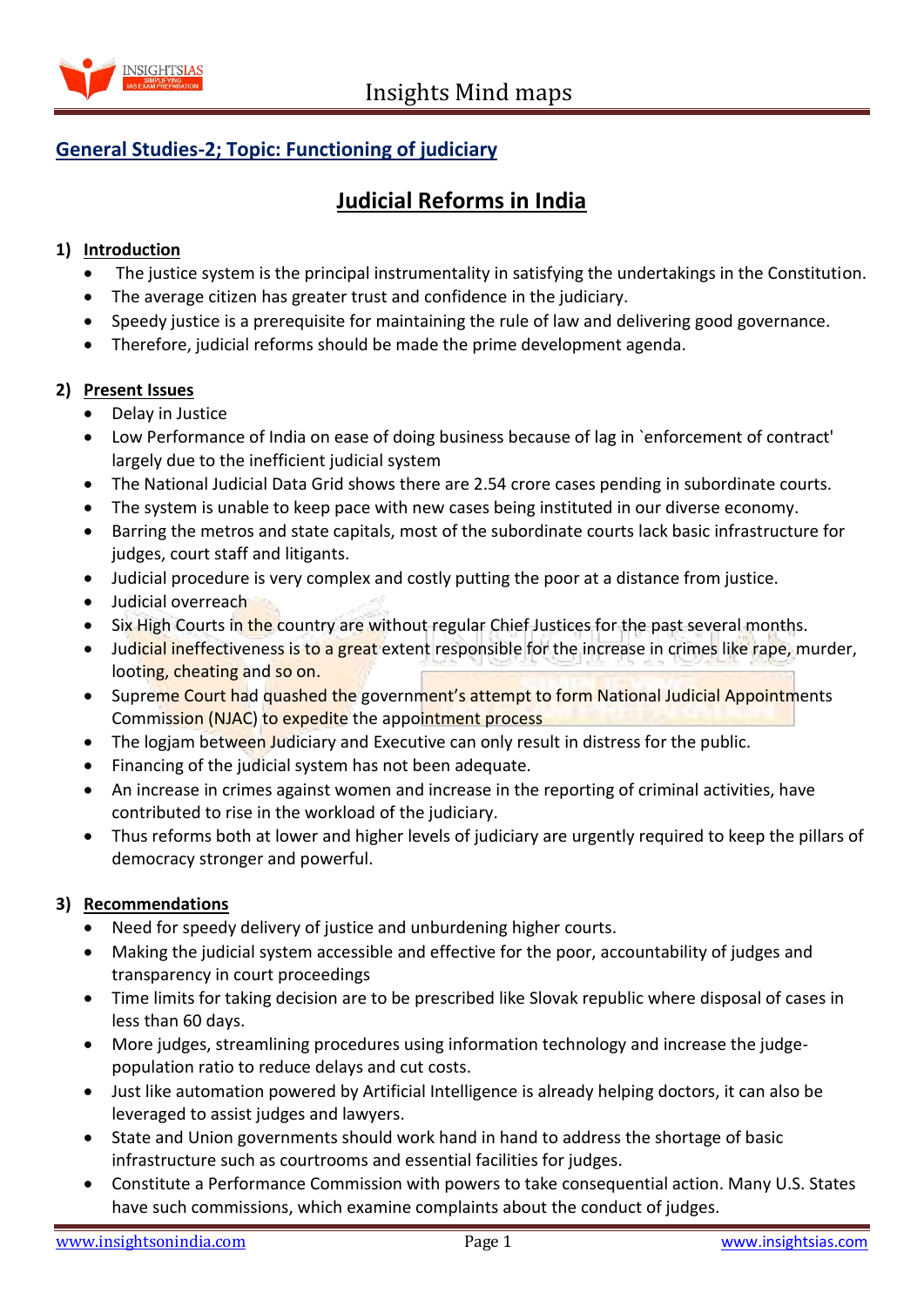## General Studies-2; Topic: Functioning of judiciary

# Judicial Reforms in India

### 1) Introduction

- The justice system is the principal instrumentality in satisfying the undertakings in the Constitution.
- The average citizen has greater trust and confidence in the judiciary.
- Speedy justice is a prerequisite for maintaining the rule of law and delivering good governance.
- Therefore, judicial reforms should be made the prime development agenda.

### 2) Present Issues

- Delay in Justice
- Low Performance of India on ease of doing business because of lag in `enforcement of contract' largely due to the inefficient judicial system
- The National Judicial Data Grid shows there are 2.54 crore cases pending in subordinate courts.
- The system is unable to keep pace with new cases being instituted in our diverse economy.
- Barring the metros and state capitals, most of the subordinate courts lack basic infrastructure for judges, court staff and litigants.
- Judicial procedure is very complex and costly putting the poor at a distance from justice.
- Judicial overreach
- Six High Courts in the country are without regular Chief Justices for the past several months.
- Judicial ineffectiveness is to a great extent responsible for the increase in crimes like rape, murder, looting, cheating and so on.
- Supreme Court had quashed the government's attempt to form National Judicial Appointments Commission (NJAC) to expedite the appointment process
- The logjam between Judiciary and Executive can only result in distress for the public.
- Financing of the judicial system has not been adequate.
- An increase in crimes against women and increase in the reporting of criminal activities, have contributed to rise in the workload of the judiciary.
- Thus reforms both at lower and higher levels of judiciary are urgently required to keep the pillars of democracy stronger and powerful.

### 3) Recommendations

- Need for speedy delivery of justice and unburdening higher courts.
- Making the judicial system accessible and effective for the poor, accountability of judges and transparency in court proceedings
- Time limits for taking decision are to be prescribed like Slovak republic where disposal of cases in less than 60 days.
- More judges, streamlining procedures using information technology and increase the judge-population ratio to reduce delays and cut costs.
- Just like automation powered by Artificial Intelligence is already helping doctors, it can also be leveraged to assist judges and lawyers.
- State and Union governments should work hand in hand to address the shortage of basic infrastructure such as courtrooms and essential facilities for judges.
- Constitute a Performance Commission with powers to take consequential action. Many U.S. States have such commissions, which examine complaints about the conduct of judges.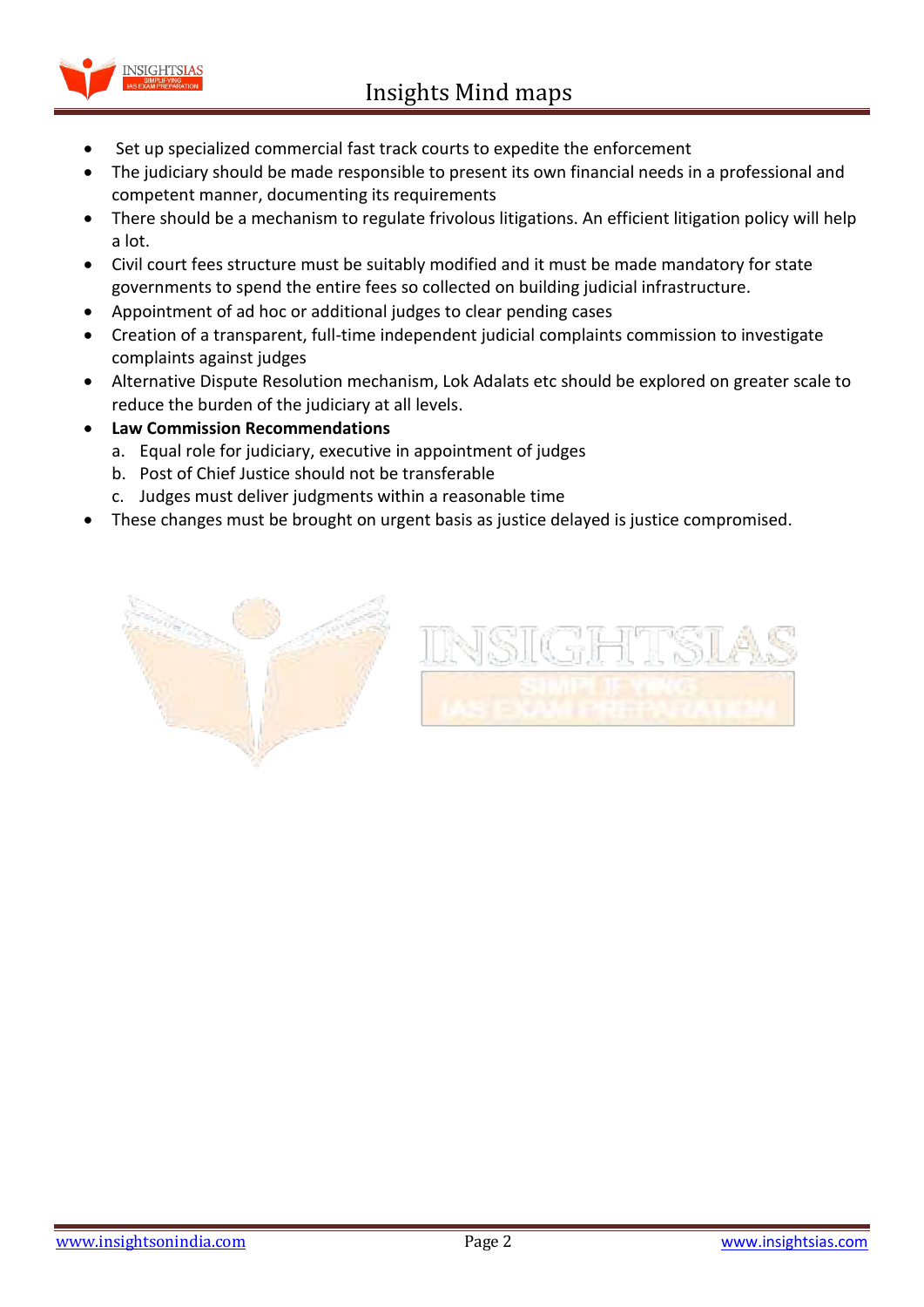- Set up specialized commercial fast track courts to expedite the enforcement
- The judiciary should be made responsible to present its own financial needs in a professional and competent manner, documenting its requirements
- There should be a mechanism to regulate frivolous litigations. An efficient litigation policy will help a lot.
- Civil court fees structure must be suitably modified and it must be made mandatory for state governments to spend the entire fees so collected on building judicial infrastructure.
- Appointment of ad hoc or additional judges to clear pending cases
- Creation of a transparent, full-time independent judicial complaints commission to investigate complaints against judges
- Alternative Dispute Resolution mechanism, Lok Adalats etc should be explored on greater scale to reduce the burden of the judiciary at all levels.
- **Law Commission Recommendations**
    a. Equal role for judiciary, executive in appointment of judges
    b. Post of Chief Justice should not be transferable
    c. Judges must deliver judgments within a reasonable time
- These changes must be brought on urgent basis as justice delayed is justice compromised.